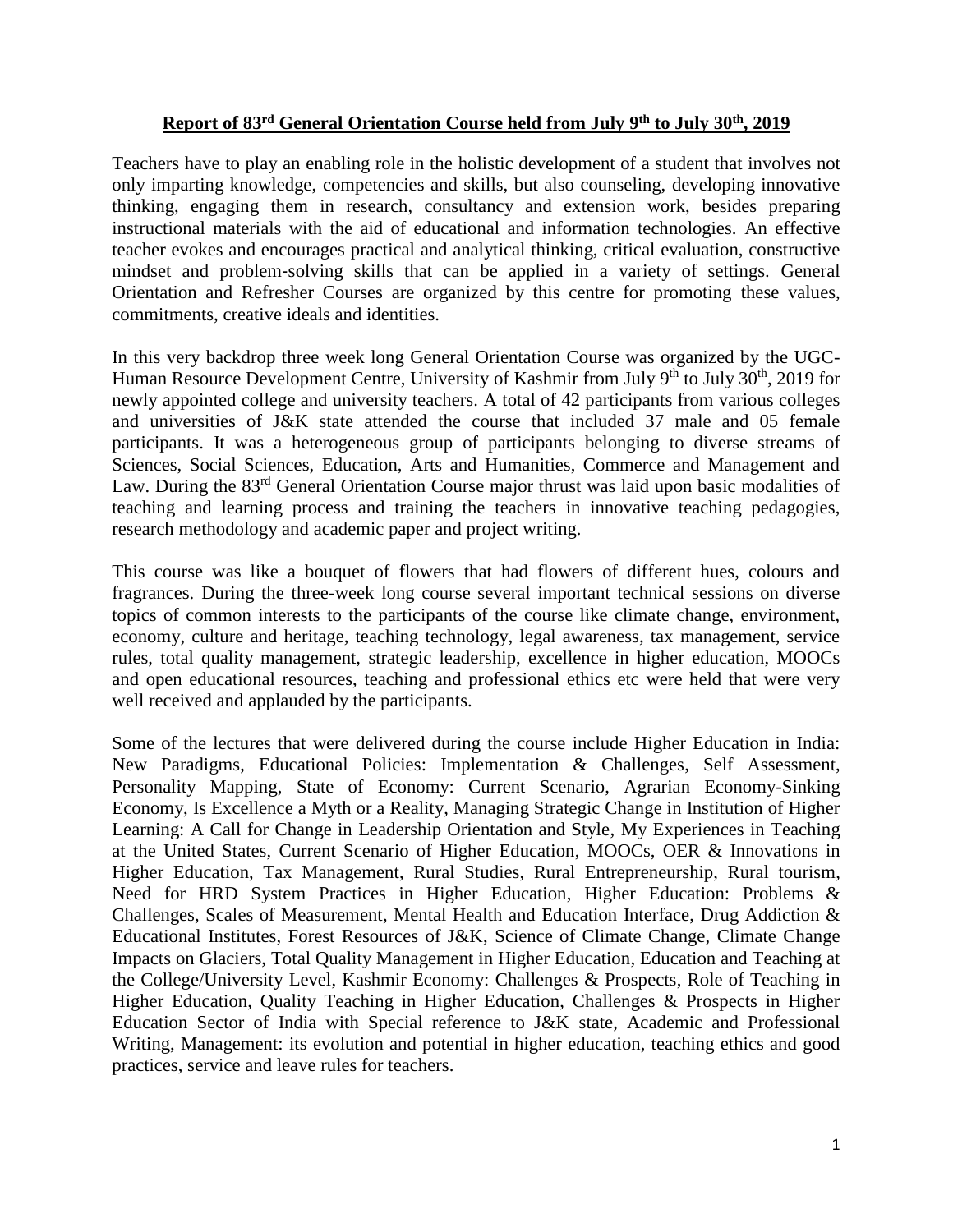# Report of 83rd General Orientation Course held from July 9th to July 30th, 2019

Teachers have to play an enabling role in the holistic development of a student that involves not only imparting knowledge, competencies and skills, but also counseling, developing innovative thinking, engaging them in research, consultancy and extension work, besides preparing instructional materials with the aid of educational and information technologies. An effective teacher evokes and encourages practical and analytical thinking, critical evaluation, constructive mindset and problem-solving skills that can be applied in a variety of settings. General Orientation and Refresher Courses are organized by this centre for promoting these values, commitments, creative ideals and identities.

In this very backdrop three week long General Orientation Course was organized by the UGC-Human Resource Development Centre, University of Kashmir from July 9th to July 30th, 2019 for newly appointed college and university teachers. A total of 42 participants from various colleges and universities of J&K state attended the course that included 37 male and 05 female participants. It was a heterogeneous group of participants belonging to diverse streams of Sciences, Social Sciences, Education, Arts and Humanities, Commerce and Management and Law. During the 83rd General Orientation Course major thrust was laid upon basic modalities of teaching and learning process and training the teachers in innovative teaching pedagogies, research methodology and academic paper and project writing.

This course was like a bouquet of flowers that had flowers of different hues, colours and fragrances. During the three-week long course several important technical sessions on diverse topics of common interests to the participants of the course like climate change, environment, economy, culture and heritage, teaching technology, legal awareness, tax management, service rules, total quality management, strategic leadership, excellence in higher education, MOOCs and open educational resources, teaching and professional ethics etc were held that were very well received and applauded by the participants.

Some of the lectures that were delivered during the course include Higher Education in India: New Paradigms, Educational Policies: Implementation & Challenges, Self Assessment, Personality Mapping, State of Economy: Current Scenario, Agrarian Economy-Sinking Economy, Is Excellence a Myth or a Reality, Managing Strategic Change in Institution of Higher Learning: A Call for Change in Leadership Orientation and Style, My Experiences in Teaching at the United States, Current Scenario of Higher Education, MOOCs, OER & Innovations in Higher Education, Tax Management, Rural Studies, Rural Entrepreneurship, Rural tourism, Need for HRD System Practices in Higher Education, Higher Education: Problems & Challenges, Scales of Measurement, Mental Health and Education Interface, Drug Addiction & Educational Institutes, Forest Resources of J&K, Science of Climate Change, Climate Change Impacts on Glaciers, Total Quality Management in Higher Education, Education and Teaching at the College/University Level, Kashmir Economy: Challenges & Prospects, Role of Teaching in Higher Education, Quality Teaching in Higher Education, Challenges & Prospects in Higher Education Sector of India with Special reference to J&K state, Academic and Professional Writing, Management: its evolution and potential in higher education, teaching ethics and good practices, service and leave rules for teachers.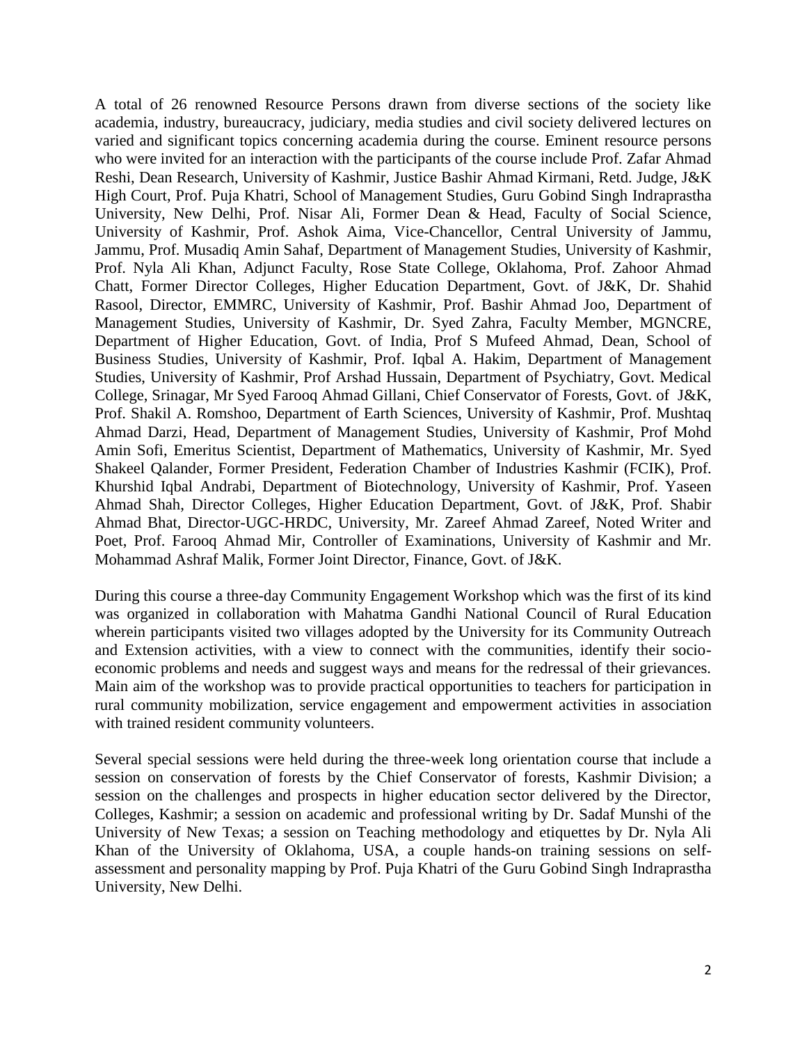A total of 26 renowned Resource Persons drawn from diverse sections of the society like academia, industry, bureaucracy, judiciary, media studies and civil society delivered lectures on varied and significant topics concerning academia during the course. Eminent resource persons who were invited for an interaction with the participants of the course include Prof. Zafar Ahmad Reshi, Dean Research, University of Kashmir, Justice Bashir Ahmad Kirmani, Retd. Judge, J&K High Court, Prof. Puja Khatri, School of Management Studies, Guru Gobind Singh Indraprastha University, New Delhi, Prof. Nisar Ali, Former Dean & Head, Faculty of Social Science, University of Kashmir, Prof. Ashok Aima, Vice-Chancellor, Central University of Jammu, Jammu, Prof. Musadiq Amin Sahaf, Department of Management Studies, University of Kashmir, Prof. Nyla Ali Khan, Adjunct Faculty, Rose State College, Oklahoma, Prof. Zahoor Ahmad Chatt, Former Director Colleges, Higher Education Department, Govt. of J&K, Dr. Shahid Rasool, Director, EMMRC, University of Kashmir, Prof. Bashir Ahmad Joo, Department of Management Studies, University of Kashmir, Dr. Syed Zahra, Faculty Member, MGNCRE, Department of Higher Education, Govt. of India, Prof S Mufeed Ahmad, Dean, School of Business Studies, University of Kashmir, Prof. Iqbal A. Hakim, Department of Management Studies, University of Kashmir, Prof Arshad Hussain, Department of Psychiatry, Govt. Medical College, Srinagar, Mr Syed Farooq Ahmad Gillani, Chief Conservator of Forests, Govt. of J&K, Prof. Shakil A. Romshoo, Department of Earth Sciences, University of Kashmir, Prof. Mushtaq Ahmad Darzi, Head, Department of Management Studies, University of Kashmir, Prof Mohd Amin Sofi, Emeritus Scientist, Department of Mathematics, University of Kashmir, Mr. Syed Shakeel Qalander, Former President, Federation Chamber of Industries Kashmir (FCIK), Prof. Khurshid Iqbal Andrabi, Department of Biotechnology, University of Kashmir, Prof. Yaseen Ahmad Shah, Director Colleges, Higher Education Department, Govt. of J&K, Prof. Shabir Ahmad Bhat, Director-UGC-HRDC, University, Mr. Zareef Ahmad Zareef, Noted Writer and Poet, Prof. Farooq Ahmad Mir, Controller of Examinations, University of Kashmir and Mr. Mohammad Ashraf Malik, Former Joint Director, Finance, Govt. of J&K.

During this course a three-day Community Engagement Workshop which was the first of its kind was organized in collaboration with Mahatma Gandhi National Council of Rural Education wherein participants visited two villages adopted by the University for its Community Outreach and Extension activities, with a view to connect with the communities, identify their socio-economic problems and needs and suggest ways and means for the redressal of their grievances. Main aim of the workshop was to provide practical opportunities to teachers for participation in rural community mobilization, service engagement and empowerment activities in association with trained resident community volunteers.

Several special sessions were held during the three-week long orientation course that include a session on conservation of forests by the Chief Conservator of forests, Kashmir Division; a session on the challenges and prospects in higher education sector delivered by the Director, Colleges, Kashmir; a session on academic and professional writing by Dr. Sadaf Munshi of the University of New Texas; a session on Teaching methodology and etiquettes by Dr. Nyla Ali Khan of the University of Oklahoma, USA, a couple hands-on training sessions on self-assessment and personality mapping by Prof. Puja Khatri of the Guru Gobind Singh Indraprastha University, New Delhi.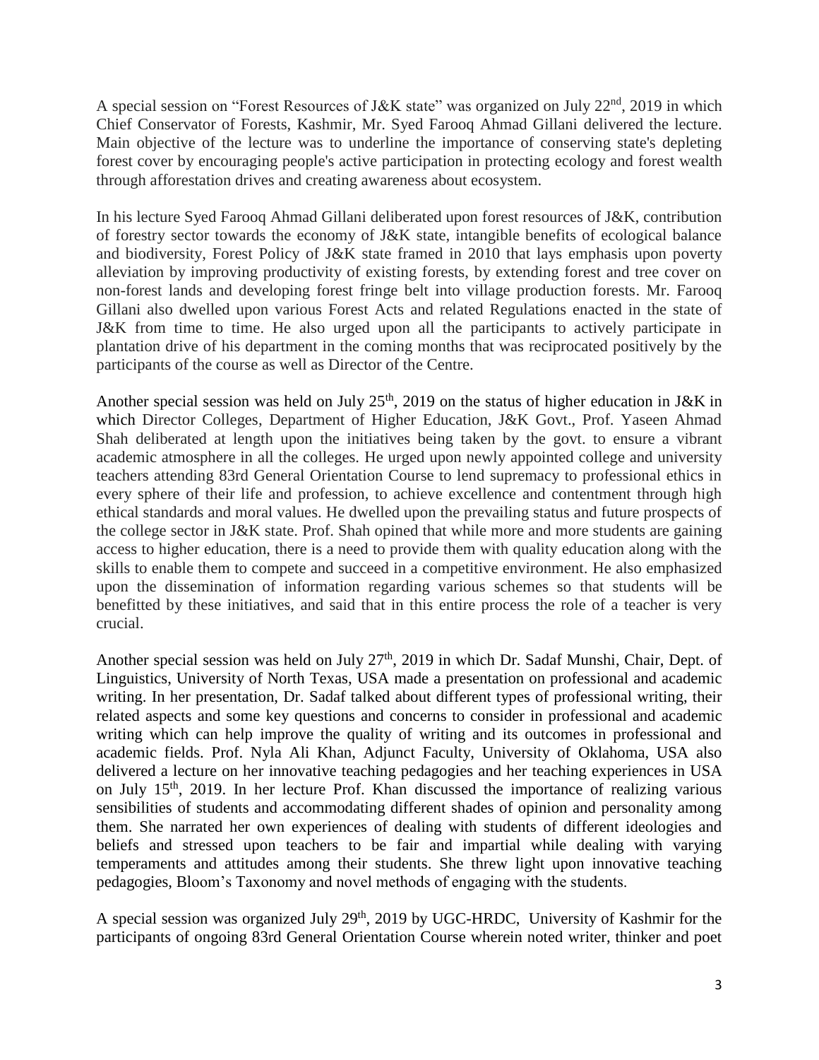A special session on "Forest Resources of J&K state" was organized on July 22nd, 2019 in which Chief Conservator of Forests, Kashmir, Mr. Syed Farooq Ahmad Gillani delivered the lecture. Main objective of the lecture was to underline the importance of conserving state's depleting forest cover by encouraging people's active participation in protecting ecology and forest wealth through afforestation drives and creating awareness about ecosystem.

In his lecture Syed Farooq Ahmad Gillani deliberated upon forest resources of J&K, contribution of forestry sector towards the economy of J&K state, intangible benefits of ecological balance and biodiversity, Forest Policy of J&K state framed in 2010 that lays emphasis upon poverty alleviation by improving productivity of existing forests, by extending forest and tree cover on non-forest lands and developing forest fringe belt into village production forests. Mr. Farooq Gillani also dwelled upon various Forest Acts and related Regulations enacted in the state of J&K from time to time. He also urged upon all the participants to actively participate in plantation drive of his department in the coming months that was reciprocated positively by the participants of the course as well as Director of the Centre.

Another special session was held on July 25th, 2019 on the status of higher education in J&K in which Director Colleges, Department of Higher Education, J&K Govt., Prof. Yaseen Ahmad Shah deliberated at length upon the initiatives being taken by the govt. to ensure a vibrant academic atmosphere in all the colleges. He urged upon newly appointed college and university teachers attending 83rd General Orientation Course to lend supremacy to professional ethics in every sphere of their life and profession, to achieve excellence and contentment through high ethical standards and moral values. He dwelled upon the prevailing status and future prospects of the college sector in J&K state. Prof. Shah opined that while more and more students are gaining access to higher education, there is a need to provide them with quality education along with the skills to enable them to compete and succeed in a competitive environment. He also emphasized upon the dissemination of information regarding various schemes so that students will be benefitted by these initiatives, and said that in this entire process the role of a teacher is very crucial.

Another special session was held on July 27th, 2019 in which Dr. Sadaf Munshi, Chair, Dept. of Linguistics, University of North Texas, USA made a presentation on professional and academic writing. In her presentation, Dr. Sadaf talked about different types of professional writing, their related aspects and some key questions and concerns to consider in professional and academic writing which can help improve the quality of writing and its outcomes in professional and academic fields. Prof. Nyla Ali Khan, Adjunct Faculty, University of Oklahoma, USA also delivered a lecture on her innovative teaching pedagogies and her teaching experiences in USA on July 15th, 2019. In her lecture Prof. Khan discussed the importance of realizing various sensibilities of students and accommodating different shades of opinion and personality among them. She narrated her own experiences of dealing with students of different ideologies and beliefs and stressed upon teachers to be fair and impartial while dealing with varying temperaments and attitudes among their students. She threw light upon innovative teaching pedagogies, Bloom's Taxonomy and novel methods of engaging with the students.

A special session was organized July 29th, 2019 by UGC-HRDC, University of Kashmir for the participants of ongoing 83rd General Orientation Course wherein noted writer, thinker and poet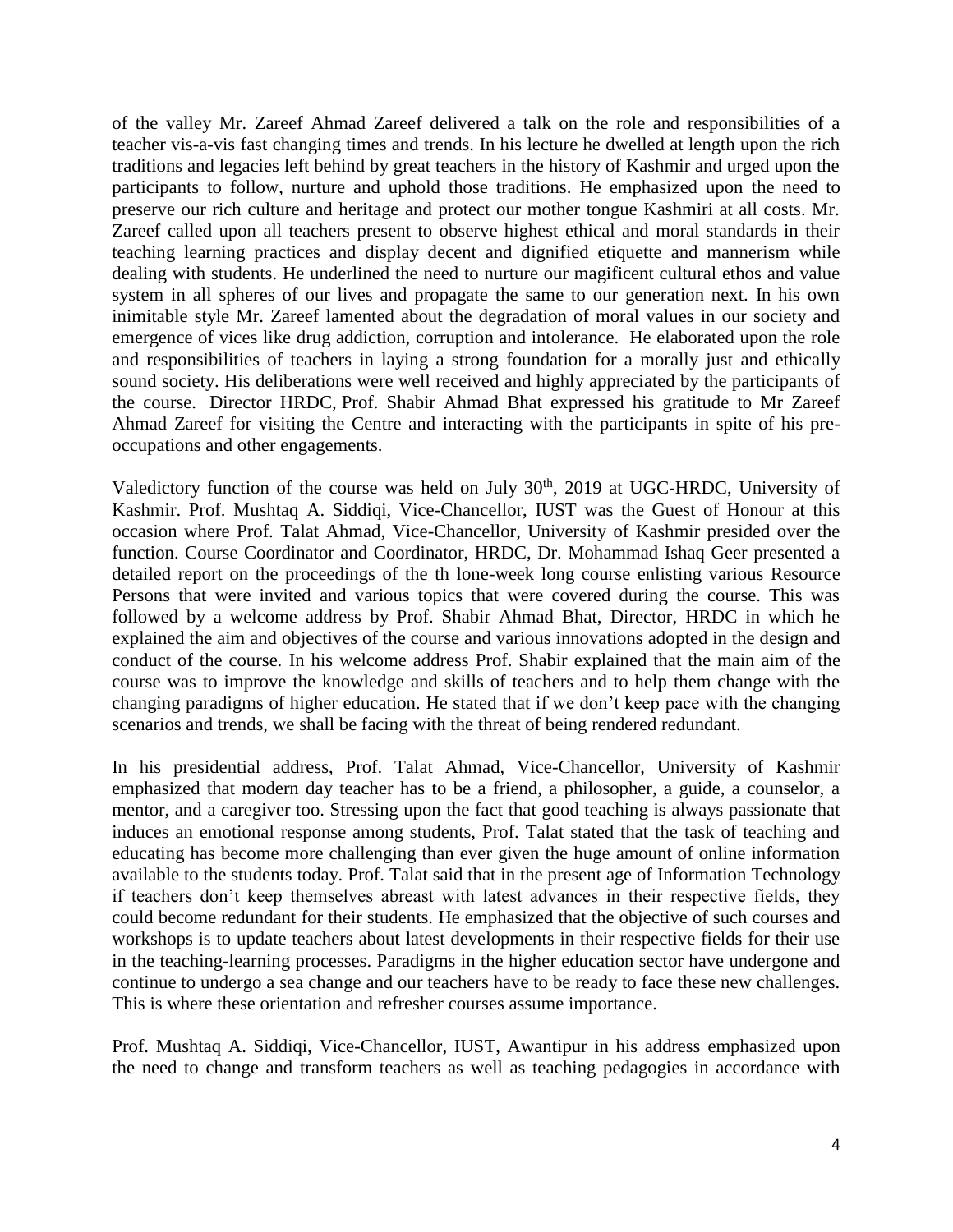of the valley Mr. Zareef Ahmad Zareef delivered a talk on the role and responsibilities of a teacher vis-a-vis fast changing times and trends. In his lecture he dwelled at length upon the rich traditions and legacies left behind by great teachers in the history of Kashmir and urged upon the participants to follow, nurture and uphold those traditions. He emphasized upon the need to preserve our rich culture and heritage and protect our mother tongue Kashmiri at all costs. Mr. Zareef called upon all teachers present to observe highest ethical and moral standards in their teaching learning practices and display decent and dignified etiquette and mannerism while dealing with students. He underlined the need to nurture our magificent cultural ethos and value system in all spheres of our lives and propagate the same to our generation next. In his own inimitable style Mr. Zareef lamented about the degradation of moral values in our society and emergence of vices like drug addiction, corruption and intolerance. He elaborated upon the role and responsibilities of teachers in laying a strong foundation for a morally just and ethically sound society. His deliberations were well received and highly appreciated by the participants of the course. Director HRDC, Prof. Shabir Ahmad Bhat expressed his gratitude to Mr Zareef Ahmad Zareef for visiting the Centre and interacting with the participants in spite of his pre-occupations and other engagements.

Valedictory function of the course was held on July 30th, 2019 at UGC-HRDC, University of Kashmir. Prof. Mushtaq A. Siddiqi, Vice-Chancellor, IUST was the Guest of Honour at this occasion where Prof. Talat Ahmad, Vice-Chancellor, University of Kashmir presided over the function. Course Coordinator and Coordinator, HRDC, Dr. Mohammad Ishaq Geer presented a detailed report on the proceedings of the th lone-week long course enlisting various Resource Persons that were invited and various topics that were covered during the course. This was followed by a welcome address by Prof. Shabir Ahmad Bhat, Director, HRDC in which he explained the aim and objectives of the course and various innovations adopted in the design and conduct of the course. In his welcome address Prof. Shabir explained that the main aim of the course was to improve the knowledge and skills of teachers and to help them change with the changing paradigms of higher education. He stated that if we don't keep pace with the changing scenarios and trends, we shall be facing with the threat of being rendered redundant.

In his presidential address, Prof. Talat Ahmad, Vice-Chancellor, University of Kashmir emphasized that modern day teacher has to be a friend, a philosopher, a guide, a counselor, a mentor, and a caregiver too. Stressing upon the fact that good teaching is always passionate that induces an emotional response among students, Prof. Talat stated that the task of teaching and educating has become more challenging than ever given the huge amount of online information available to the students today. Prof. Talat said that in the present age of Information Technology if teachers don't keep themselves abreast with latest advances in their respective fields, they could become redundant for their students. He emphasized that the objective of such courses and workshops is to update teachers about latest developments in their respective fields for their use in the teaching-learning processes. Paradigms in the higher education sector have undergone and continue to undergo a sea change and our teachers have to be ready to face these new challenges. This is where these orientation and refresher courses assume importance.

Prof. Mushtaq A. Siddiqi, Vice-Chancellor, IUST, Awantipur in his address emphasized upon the need to change and transform teachers as well as teaching pedagogies in accordance with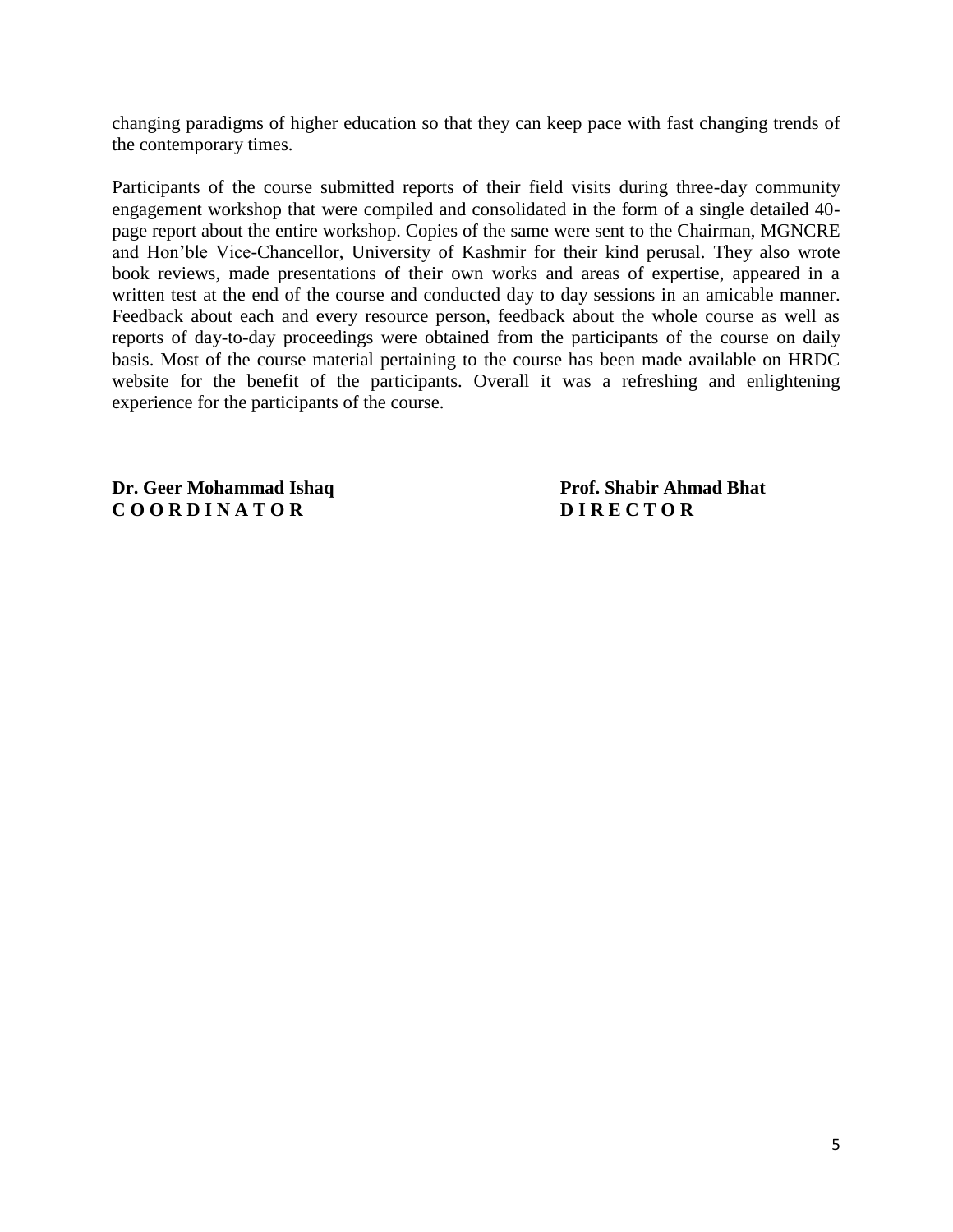changing paradigms of higher education so that they can keep pace with fast changing trends of the contemporary times.

Participants of the course submitted reports of their field visits during three-day community engagement workshop that were compiled and consolidated in the form of a single detailed 40-page report about the entire workshop. Copies of the same were sent to the Chairman, MGNCRE and Hon'ble Vice-Chancellor, University of Kashmir for their kind perusal. They also wrote book reviews, made presentations of their own works and areas of expertise, appeared in a written test at the end of the course and conducted day to day sessions in an amicable manner. Feedback about each and every resource person, feedback about the whole course as well as reports of day-to-day proceedings were obtained from the participants of the course on daily basis. Most of the course material pertaining to the course has been made available on HRDC website for the benefit of the participants. Overall it was a refreshing and enlightening experience for the participants of the course.

**Dr. Geer Mohammad Ishaq**
**C O O R D I N A T O R**

**Prof. Shabir Ahmad Bhat**
**D I R E C T O R**